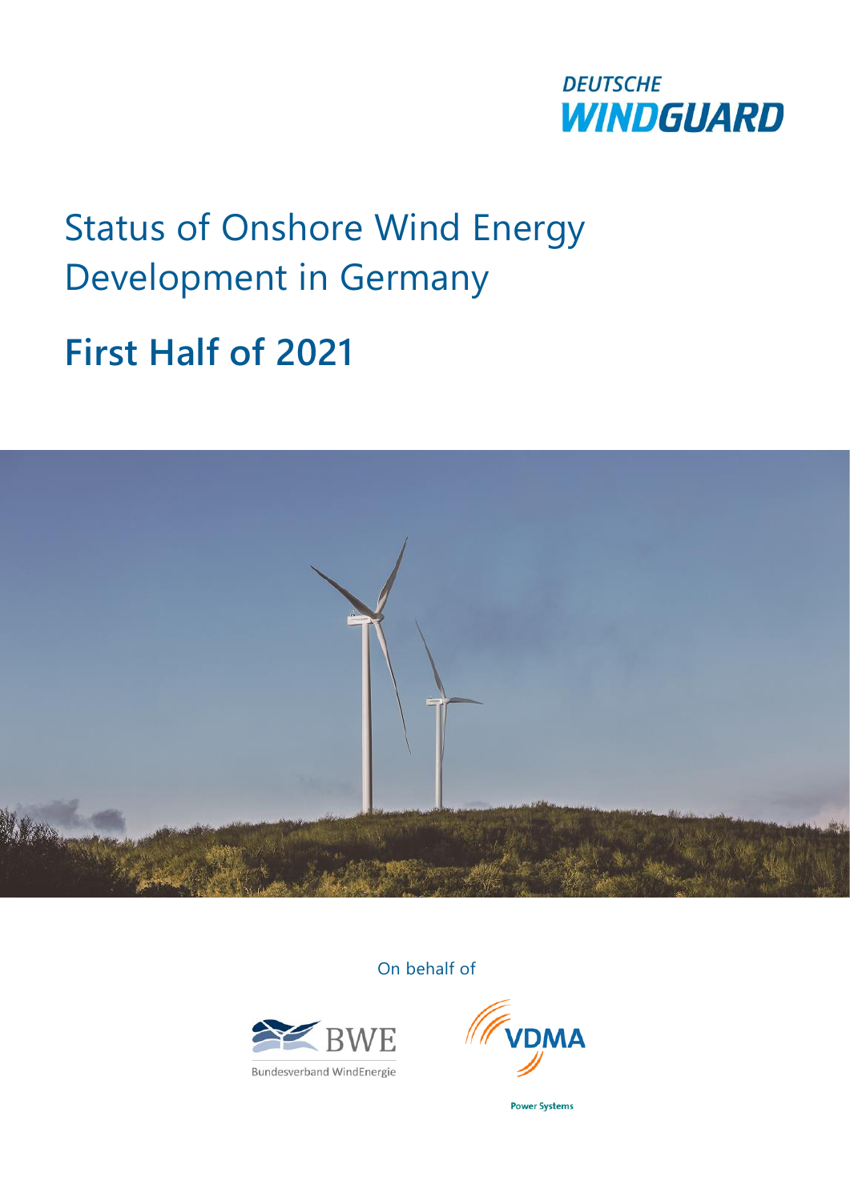DEUTSCHE
WINDGUARD

# Status of Onshore Wind Energy Development in Germany

## First Half of 2021

On behalf of

BWE
Bundesverband WindEnergie

VDMA
Power Systems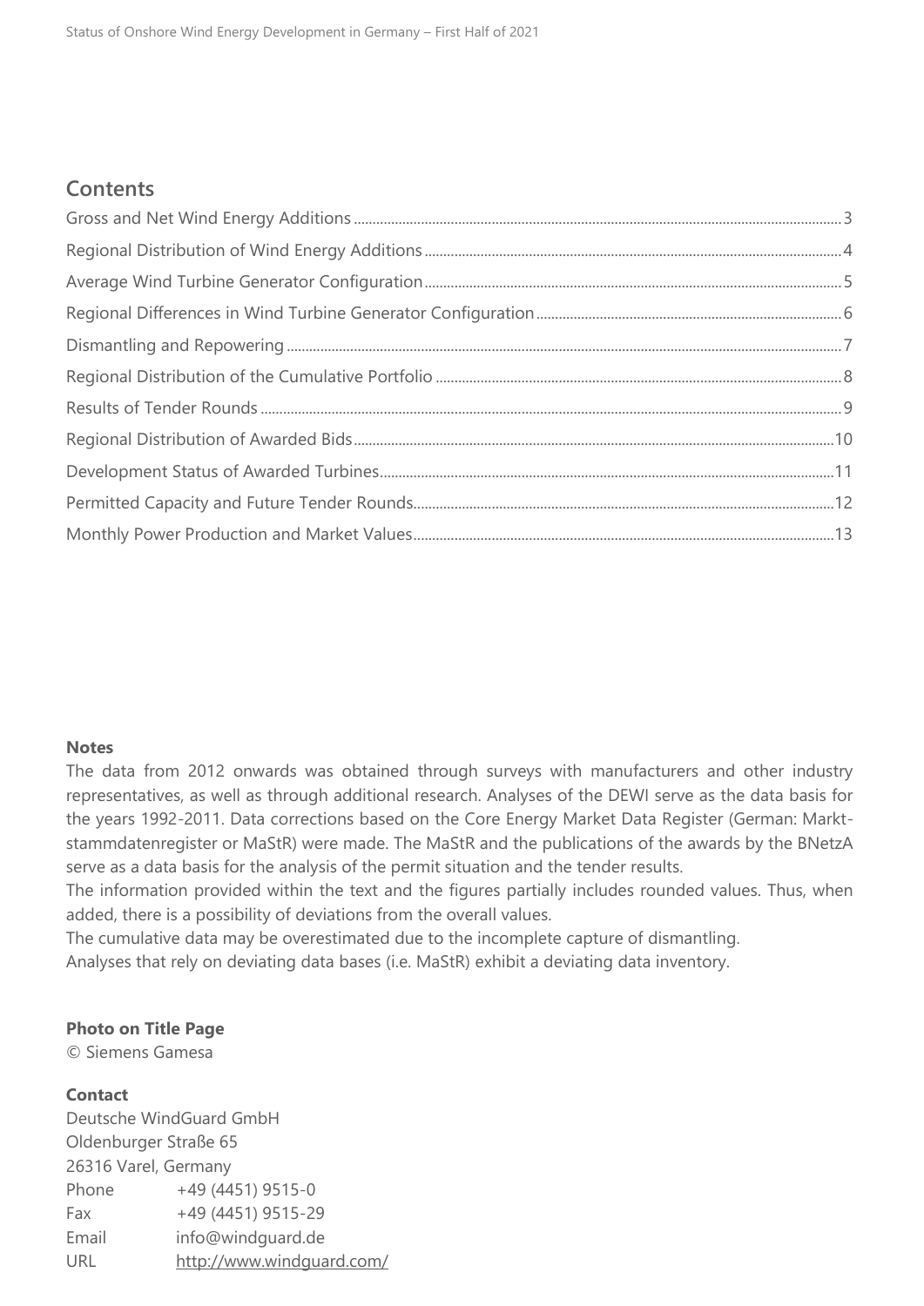## Contents

- Gross and Net Wind Energy Additions ... 3
- Regional Distribution of Wind Energy Additions ... 4
- Average Wind Turbine Generator Configuration ... 5
- Regional Differences in Wind Turbine Generator Configuration ... 6
- Dismantling and Repowering ... 7
- Regional Distribution of the Cumulative Portfolio ... 8
- Results of Tender Rounds ... 9
- Regional Distribution of Awarded Bids ... 10
- Development Status of Awarded Turbines ... 11
- Permitted Capacity and Future Tender Rounds ... 12
- Monthly Power Production and Market Values ... 13

**Notes**

The data from 2012 onwards was obtained through surveys with manufacturers and other industry representatives, as well as through additional research. Analyses of the DEWI serve as the data basis for the years 1992-2011. Data corrections based on the Core Energy Market Data Register (German: Markt-stammdatenregister or MaStR) were made. The MaStR and the publications of the awards by the BNetzA serve as a data basis for the analysis of the permit situation and the tender results.

The information provided within the text and the figures partially includes rounded values. Thus, when added, there is a possibility of deviations from the overall values.

The cumulative data may be overestimated due to the incomplete capture of dismantling.

Analyses that rely on deviating data bases (i.e. MaStR) exhibit a deviating data inventory.

**Photo on Title Page**

© Siemens Gamesa

**Contact**

Deutsche WindGuard GmbH
Oldenburger Straße 65
26316 Varel, Germany

| | |
|---|---|
| Phone | +49 (4451) 9515-0 |
| Fax | +49 (4451) 9515-29 |
| Email | info@windguard.de |
| URL | http://www.windguard.com/ |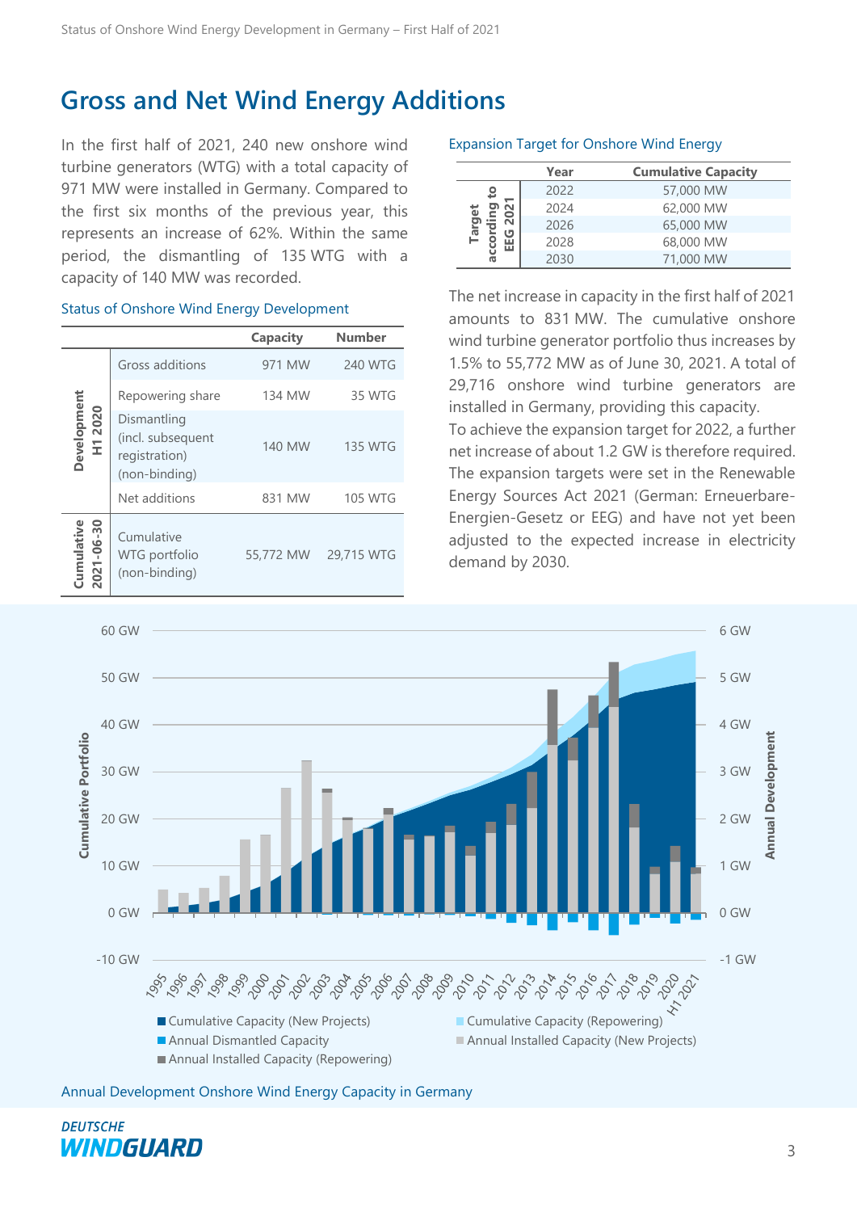# Gross and Net Wind Energy Additions

In the first half of 2021, 240 new onshore wind turbine generators (WTG) with a total capacity of 971 MW were installed in Germany. Compared to the first six months of the previous year, this represents an increase of 62%. Within the same period, the dismantling of 135 WTG with a capacity of 140 MW was recorded.

Status of Onshore Wind Energy Development

| | | Capacity | Number |
|---|---|---|---|
| Development H1 2020 | Gross additions | 971 MW | 240 WTG |
| | Repowering share | 134 MW | 35 WTG |
| | Dismantling (incl. subsequent registration) (non-binding) | 140 MW | 135 WTG |
| | Net additions | 831 MW | 105 WTG |
| Cumulative 2021-06-30 | Cumulative WTG portfolio (non-binding) | 55,772 MW | 29,715 WTG |

Expansion Target for Onshore Wind Energy

| | Year | Cumulative Capacity |
|---|---|---|
| Target according to EEG 2021 | 2022 | 57,000 MW |
| | 2024 | 62,000 MW |
| | 2026 | 65,000 MW |
| | 2028 | 68,000 MW |
| | 2030 | 71,000 MW |

The net increase in capacity in the first half of 2021 amounts to 831 MW. The cumulative onshore wind turbine generator portfolio thus increases by 1.5% to 55,772 MW as of June 30, 2021. A total of 29,716 onshore wind turbine generators are installed in Germany, providing this capacity.

To achieve the expansion target for 2022, a further net increase of about 1.2 GW is therefore required. The expansion targets were set in the Renewable Energy Sources Act 2021 (German: Erneuerbare-Energien-Gesetz or EEG) and have not yet been adjusted to the expected increase in electricity demand by 2030.

Annual Development Onshore Wind Energy Capacity in Germany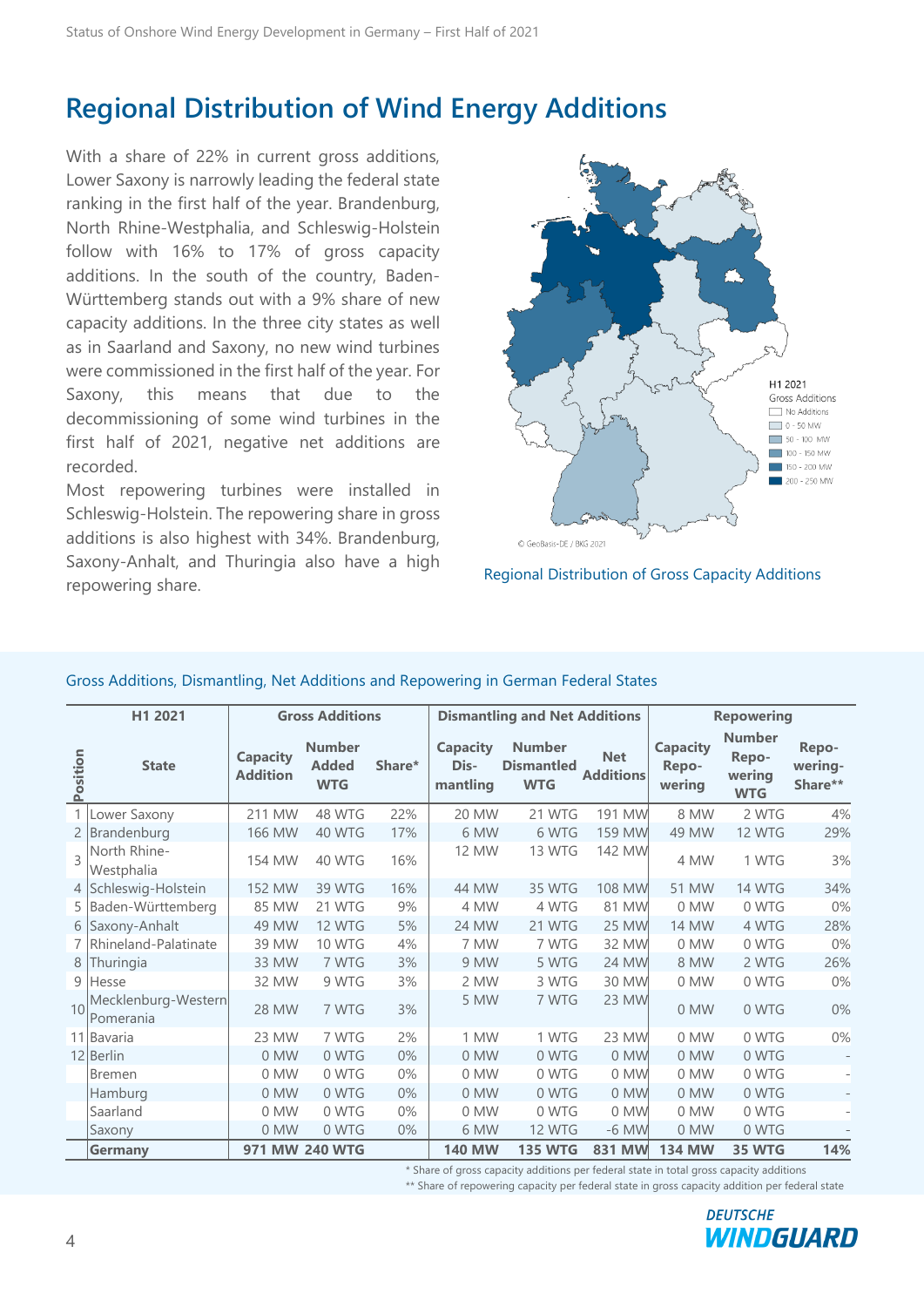# Regional Distribution of Wind Energy Additions

With a share of 22% in current gross additions, Lower Saxony is narrowly leading the federal state ranking in the first half of the year. Brandenburg, North Rhine-Westphalia, and Schleswig-Holstein follow with 16% to 17% of gross capacity additions. In the south of the country, Baden-Württemberg stands out with a 9% share of new capacity additions. In the three city states as well as in Saarland and Saxony, no new wind turbines were commissioned in the first half of the year. For Saxony, this means that due to the decommissioning of some wind turbines in the first half of 2021, negative net additions are recorded.

Most repowering turbines were installed in Schleswig-Holstein. The repowering share in gross additions is also highest with 34%. Brandenburg, Saxony-Anhalt, and Thuringia also have a high repowering share.

H1 2021 Gross Additions: No Additions; 0 - 50 MW; 50 - 100 MW; 100 - 150 MW; 150 - 200 MW; 200 - 250 MW

© GeoBasis-DE / BKG 2021

Regional Distribution of Gross Capacity Additions

Gross Additions, Dismantling, Net Additions and Repowering in German Federal States

| H1 2021 | | Gross Additions | | | Dismantling and Net Additions | | | Repowering | | |
|---|---|---|---|---|---|---|---|---|---|---|
| Position | State | Capacity Addition | Number Added WTG | Share* | Capacity Dis-mantling | Number Dismantled WTG | Net Additions | Capacity Repo-wering | Number Repo-wering WTG | Repo-wering-Share** |
| 1 | Lower Saxony | 211 MW | 48 WTG | 22% | 20 MW | 21 WTG | 191 MW | 8 MW | 2 WTG | 4% |
| 2 | Brandenburg | 166 MW | 40 WTG | 17% | 6 MW | 6 WTG | 159 MW | 49 MW | 12 WTG | 29% |
| 3 | North Rhine-Westphalia | 154 MW | 40 WTG | 16% | 12 MW | 13 WTG | 142 MW | 4 MW | 1 WTG | 3% |
| 4 | Schleswig-Holstein | 152 MW | 39 WTG | 16% | 44 MW | 35 WTG | 108 MW | 51 MW | 14 WTG | 34% |
| 5 | Baden-Württemberg | 85 MW | 21 WTG | 9% | 4 MW | 4 WTG | 81 MW | 0 MW | 0 WTG | 0% |
| 6 | Saxony-Anhalt | 49 MW | 12 WTG | 5% | 24 MW | 21 WTG | 25 MW | 14 MW | 4 WTG | 28% |
| 7 | Rhineland-Palatinate | 39 MW | 10 WTG | 4% | 7 MW | 7 WTG | 32 MW | 0 MW | 0 WTG | 0% |
| 8 | Thuringia | 33 MW | 7 WTG | 3% | 9 MW | 5 WTG | 24 MW | 8 MW | 2 WTG | 26% |
| 9 | Hesse | 32 MW | 9 WTG | 3% | 2 MW | 3 WTG | 30 MW | 0 MW | 0 WTG | 0% |
| 10 | Mecklenburg-Western Pomerania | 28 MW | 7 WTG | 3% | 5 MW | 7 WTG | 23 MW | 0 MW | 0 WTG | 0% |
| 11 | Bavaria | 23 MW | 7 WTG | 2% | 1 MW | 1 WTG | 23 MW | 0 MW | 0 WTG | 0% |
| 12 | Berlin | 0 MW | 0 WTG | 0% | 0 MW | 0 WTG | 0 MW | 0 MW | 0 WTG | - |
| | Bremen | 0 MW | 0 WTG | 0% | 0 MW | 0 WTG | 0 MW | 0 MW | 0 WTG | - |
| | Hamburg | 0 MW | 0 WTG | 0% | 0 MW | 0 WTG | 0 MW | 0 MW | 0 WTG | - |
| | Saarland | 0 MW | 0 WTG | 0% | 0 MW | 0 WTG | 0 MW | 0 MW | 0 WTG | - |
| | Saxony | 0 MW | 0 WTG | 0% | 6 MW | 12 WTG | -6 MW | 0 MW | 0 WTG | - |
| | **Germany** | **971 MW** | **240 WTG** | | **140 MW** | **135 WTG** | **831 MW** | **134 MW** | **35 WTG** | **14%** |

\* Share of gross capacity additions per federal state in total gross capacity additions

\*\* Share of repowering capacity per federal state in gross capacity addition per federal state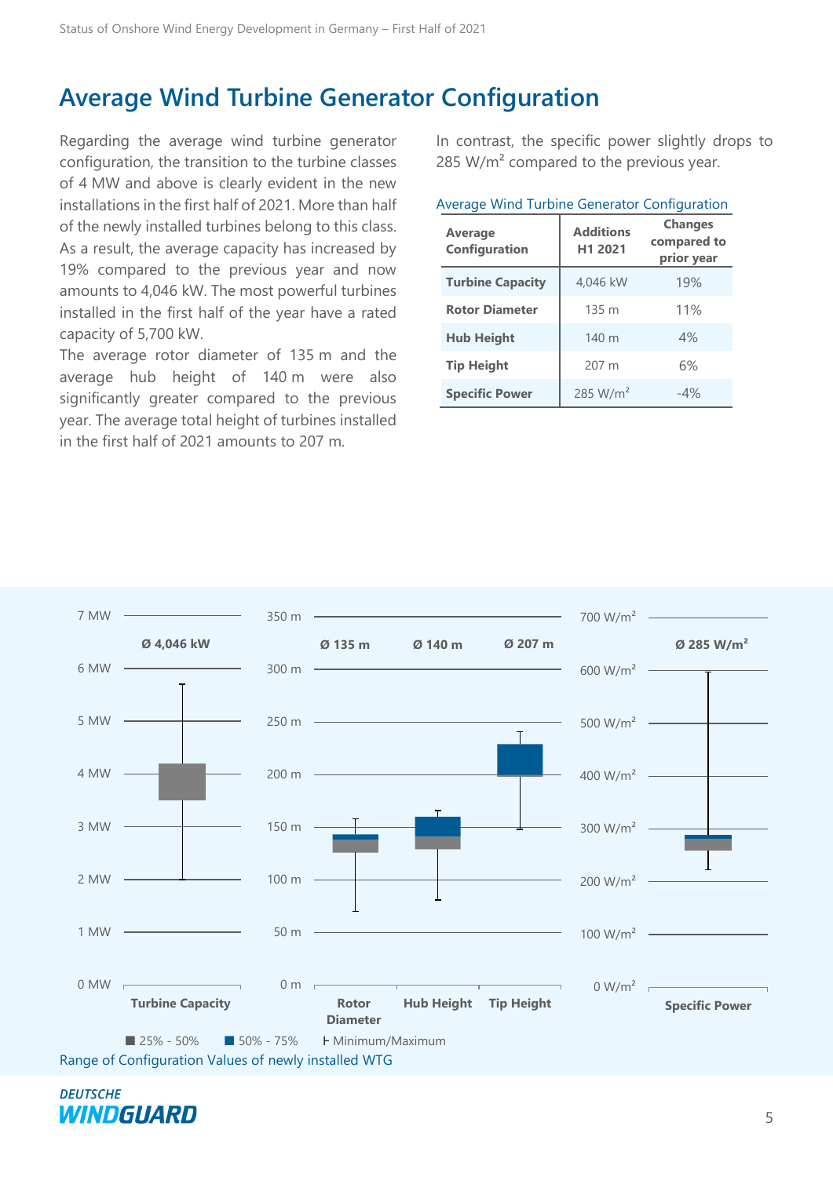# Average Wind Turbine Generator Configuration

Regarding the average wind turbine generator configuration, the transition to the turbine classes of 4 MW and above is clearly evident in the new installations in the first half of 2021. More than half of the newly installed turbines belong to this class. As a result, the average capacity has increased by 19% compared to the previous year and now amounts to 4,046 kW. The most powerful turbines installed in the first half of the year have a rated capacity of 5,700 kW.

The average rotor diameter of 135 m and the average hub height of 140 m were also significantly greater compared to the previous year. The average total height of turbines installed in the first half of 2021 amounts to 207 m.

In contrast, the specific power slightly drops to 285 W/m² compared to the previous year.

Average Wind Turbine Generator Configuration

| Average Configuration | Additions H1 2021 | Changes compared to prior year |
|---|---|---|
| **Turbine Capacity** | 4,046 kW | 19% |
| **Rotor Diameter** | 135 m | 11% |
| **Hub Height** | 140 m | 4% |
| **Tip Height** | 207 m | 6% |
| **Specific Power** | 285 W/m² | -4% |

Range of Configuration Values of newly installed WTG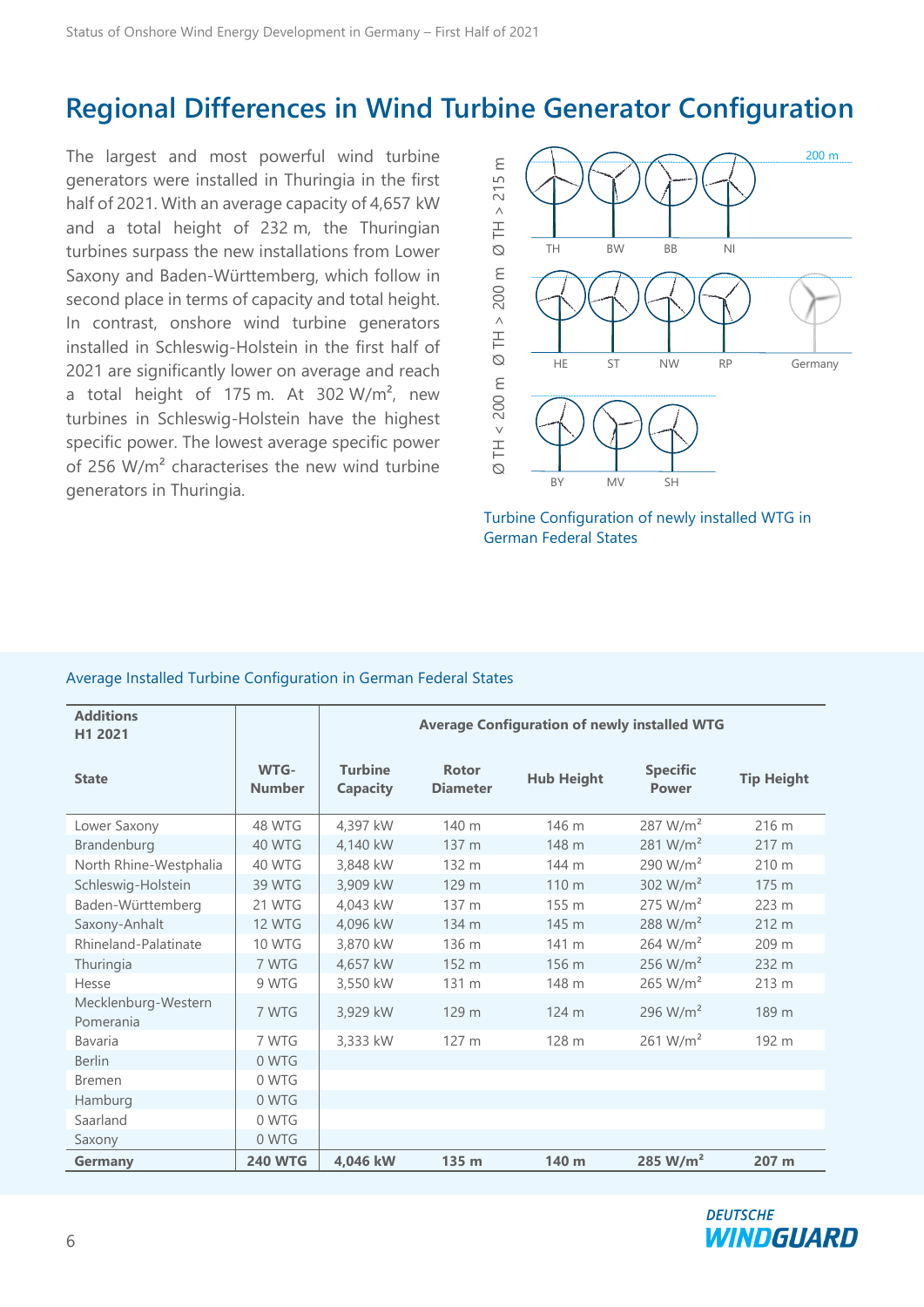## Regional Differences in Wind Turbine Generator Configuration

The largest and most powerful wind turbine generators were installed in Thuringia in the first half of 2021. With an average capacity of 4,657 kW and a total height of 232 m, the Thuringian turbines surpass the new installations from Lower Saxony and Baden-Württemberg, which follow in second place in terms of capacity and total height. In contrast, onshore wind turbine generators installed in Schleswig-Holstein in the first half of 2021 are significantly lower on average and reach a total height of 175 m. At 302 W/m², new turbines in Schleswig-Holstein have the highest specific power. The lowest average specific power of 256 W/m² characterises the new wind turbine generators in Thuringia.

Ø TH > 215 m: TH, BW, BB, NI (200 m)

200 m < Ø TH > 200 m: HE, ST, NW, RP, Germany

Ø TH < 200 m: BY, MV, SH

Turbine Configuration of newly installed WTG in German Federal States

Average Installed Turbine Configuration in German Federal States

| Additions H1 2021 | | Average Configuration of newly installed WTG | | | | |
|---|---|---|---|---|---|---|
| State | WTG-Number | Turbine Capacity | Rotor Diameter | Hub Height | Specific Power | Tip Height |
| Lower Saxony | 48 WTG | 4,397 kW | 140 m | 146 m | 287 W/m² | 216 m |
| Brandenburg | 40 WTG | 4,140 kW | 137 m | 148 m | 281 W/m² | 217 m |
| North Rhine-Westphalia | 40 WTG | 3,848 kW | 132 m | 144 m | 290 W/m² | 210 m |
| Schleswig-Holstein | 39 WTG | 3,909 kW | 129 m | 110 m | 302 W/m² | 175 m |
| Baden-Württemberg | 21 WTG | 4,043 kW | 137 m | 155 m | 275 W/m² | 223 m |
| Saxony-Anhalt | 12 WTG | 4,096 kW | 134 m | 145 m | 288 W/m² | 212 m |
| Rhineland-Palatinate | 10 WTG | 3,870 kW | 136 m | 141 m | 264 W/m² | 209 m |
| Thuringia | 7 WTG | 4,657 kW | 152 m | 156 m | 256 W/m² | 232 m |
| Hesse | 9 WTG | 3,550 kW | 131 m | 148 m | 265 W/m² | 213 m |
| Mecklenburg-Western Pomerania | 7 WTG | 3,929 kW | 129 m | 124 m | 296 W/m² | 189 m |
| Bavaria | 7 WTG | 3,333 kW | 127 m | 128 m | 261 W/m² | 192 m |
| Berlin | 0 WTG | | | | | |
| Bremen | 0 WTG | | | | | |
| Hamburg | 0 WTG | | | | | |
| Saarland | 0 WTG | | | | | |
| Saxony | 0 WTG | | | | | |
| **Germany** | **240 WTG** | **4,046 kW** | **135 m** | **140 m** | **285 W/m²** | **207 m** |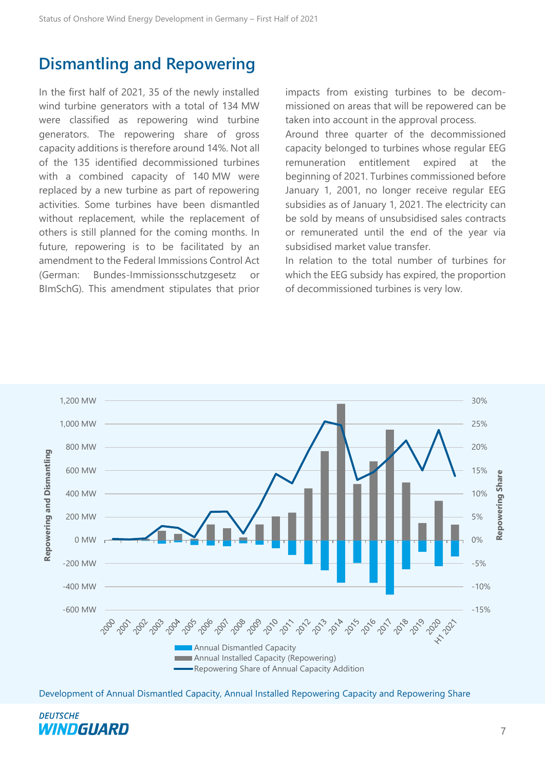## Dismantling and Repowering

In the first half of 2021, 35 of the newly installed wind turbine generators with a total of 134 MW were classified as repowering wind turbine generators. The repowering share of gross capacity additions is therefore around 14%. Not all of the 135 identified decommissioned turbines with a combined capacity of 140 MW were replaced by a new turbine as part of repowering activities. Some turbines have been dismantled without replacement, while the replacement of others is still planned for the coming months. In future, repowering is to be facilitated by an amendment to the Federal Immissions Control Act (German: Bundes-Immissionsschutzgesetz or BImSchG). This amendment stipulates that prior impacts from existing turbines to be decommissioned on areas that will be repowered can be taken into account in the approval process.

Around three quarter of the decommissioned capacity belonged to turbines whose regular EEG remuneration entitlement expired at the beginning of 2021. Turbines commissioned before January 1, 2001, no longer receive regular EEG subsidies as of January 1, 2021. The electricity can be sold by means of unsubsidised sales contracts or remunerated until the end of the year via subsidised market value transfer.

In relation to the total number of turbines for which the EEG subsidy has expired, the proportion of decommissioned turbines is very low.

Development of Annual Dismantled Capacity, Annual Installed Repowering Capacity and Repowering Share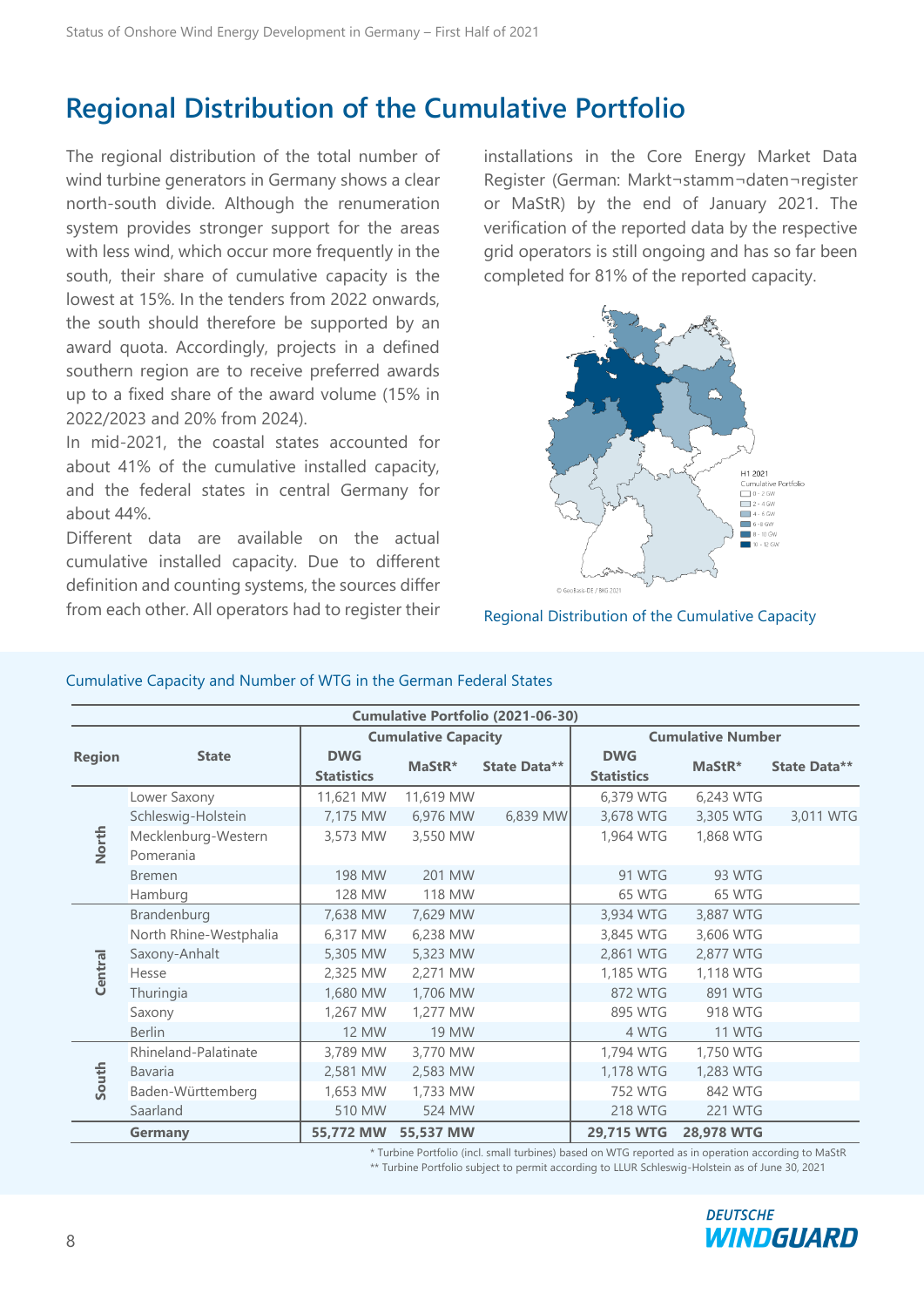# Regional Distribution of the Cumulative Portfolio

The regional distribution of the total number of wind turbine generators in Germany shows a clear north-south divide. Although the renumeration system provides stronger support for the areas with less wind, which occur more frequently in the south, their share of cumulative capacity is the lowest at 15%. In the tenders from 2022 onwards, the south should therefore be supported by an award quota. Accordingly, projects in a defined southern region are to receive preferred awards up to a fixed share of the award volume (15% in 2022/2023 and 20% from 2024).

In mid-2021, the coastal states accounted for about 41% of the cumulative installed capacity, and the federal states in central Germany for about 44%.

Different data are available on the actual cumulative installed capacity. Due to different definition and counting systems, the sources differ from each other. All operators had to register their installations in the Core Energy Market Data Register (German: Markt¬stamm¬daten¬register or MaStR) by the end of January 2021. The verification of the reported data by the respective grid operators is still ongoing and has so far been completed for 81% of the reported capacity.

H1 2021
Cumulative Portfolio
0 - 2 GW
2 - 4 GW
4 - 6 GW
6 - 8 GW
8 - 10 GW
10 - 12 GW

© GeoBasis-DE / BKG 2021

Regional Distribution of the Cumulative Capacity

Cumulative Capacity and Number of WTG in the German Federal States

| Region | State | Cumulative Portfolio (2021-06-30) | | | | | |
|---|---|---|---|---|---|---|---|
| | | Cumulative Capacity | | | Cumulative Number | | |
| | | DWG Statistics | MaStR* | State Data** | DWG Statistics | MaStR* | State Data** |
| North | Lower Saxony | 11,621 MW | 11,619 MW | | 6,379 WTG | 6,243 WTG | |
| | Schleswig-Holstein | 7,175 MW | 6,976 MW | 6,839 MW | 3,678 WTG | 3,305 WTG | 3,011 WTG |
| | Mecklenburg-Western Pomerania | 3,573 MW | 3,550 MW | | 1,964 WTG | 1,868 WTG | |
| | Bremen | 198 MW | 201 MW | | 91 WTG | 93 WTG | |
| | Hamburg | 128 MW | 118 MW | | 65 WTG | 65 WTG | |
| Central | Brandenburg | 7,638 MW | 7,629 MW | | 3,934 WTG | 3,887 WTG | |
| | North Rhine-Westphalia | 6,317 MW | 6,238 MW | | 3,845 WTG | 3,606 WTG | |
| | Saxony-Anhalt | 5,305 MW | 5,323 MW | | 2,861 WTG | 2,877 WTG | |
| | Hesse | 2,325 MW | 2,271 MW | | 1,185 WTG | 1,118 WTG | |
| | Thuringia | 1,680 MW | 1,706 MW | | 872 WTG | 891 WTG | |
| | Saxony | 1,267 MW | 1,277 MW | | 895 WTG | 918 WTG | |
| | Berlin | 12 MW | 19 MW | | 4 WTG | 11 WTG | |
| South | Rhineland-Palatinate | 3,789 MW | 3,770 MW | | 1,794 WTG | 1,750 WTG | |
| | Bavaria | 2,581 MW | 2,583 MW | | 1,178 WTG | 1,283 WTG | |
| | Baden-Württemberg | 1,653 MW | 1,733 MW | | 752 WTG | 842 WTG | |
| | Saarland | 510 MW | 524 MW | | 218 WTG | 221 WTG | |
| | **Germany** | **55,772 MW** | **55,537 MW** | | **29,715 WTG** | **28,978 WTG** | |

\* Turbine Portfolio (incl. small turbines) based on WTG reported as in operation according to MaStR
\*\* Turbine Portfolio subject to permit according to LLUR Schleswig-Holstein as of June 30, 2021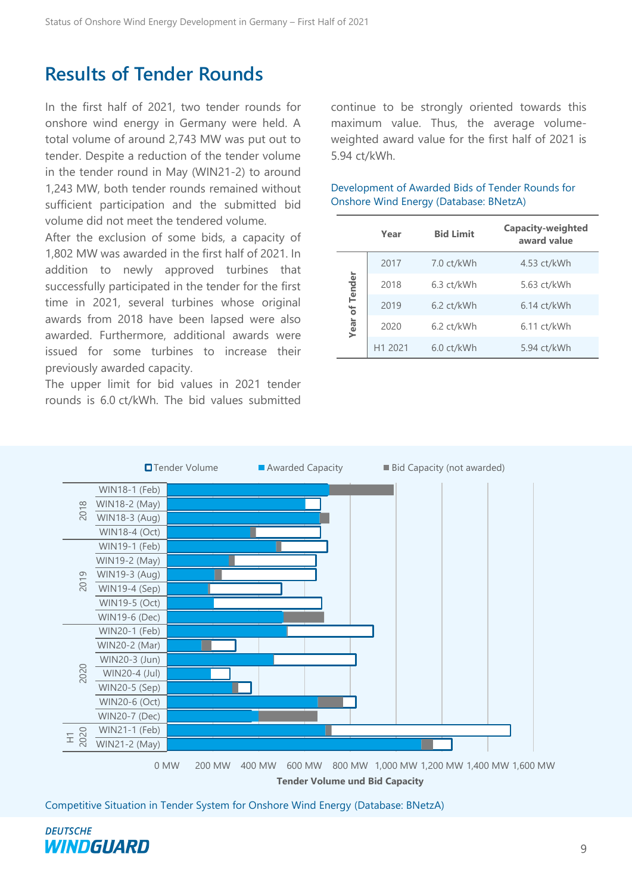## Results of Tender Rounds

In the first half of 2021, two tender rounds for onshore wind energy in Germany were held. A total volume of around 2,743 MW was put out to tender. Despite a reduction of the tender volume in the tender round in May (WIN21-2) to around 1,243 MW, both tender rounds remained without sufficient participation and the submitted bid volume did not meet the tendered volume.

After the exclusion of some bids, a capacity of 1,802 MW was awarded in the first half of 2021. In addition to newly approved turbines that successfully participated in the tender for the first time in 2021, several turbines whose original awards from 2018 have been lapsed were also awarded. Furthermore, additional awards were issued for some turbines to increase their previously awarded capacity.

The upper limit for bid values in 2021 tender rounds is 6.0 ct/kWh. The bid values submitted continue to be strongly oriented towards this maximum value. Thus, the average volume-weighted award value for the first half of 2021 is 5.94 ct/kWh.

Development of Awarded Bids of Tender Rounds for Onshore Wind Energy (Database: BNetzA)

| | Year | Bid Limit | Capacity-weighted award value |
|---|---|---|---|
| Year of Tender | 2017 | 7.0 ct/kWh | 4.53 ct/kWh |
| | 2018 | 6.3 ct/kWh | 5.63 ct/kWh |
| | 2019 | 6.2 ct/kWh | 6.14 ct/kWh |
| | 2020 | 6.2 ct/kWh | 6.11 ct/kWh |
| | H1 2021 | 6.0 ct/kWh | 5.94 ct/kWh |

Competitive Situation in Tender System for Onshore Wind Energy (Database: BNetzA)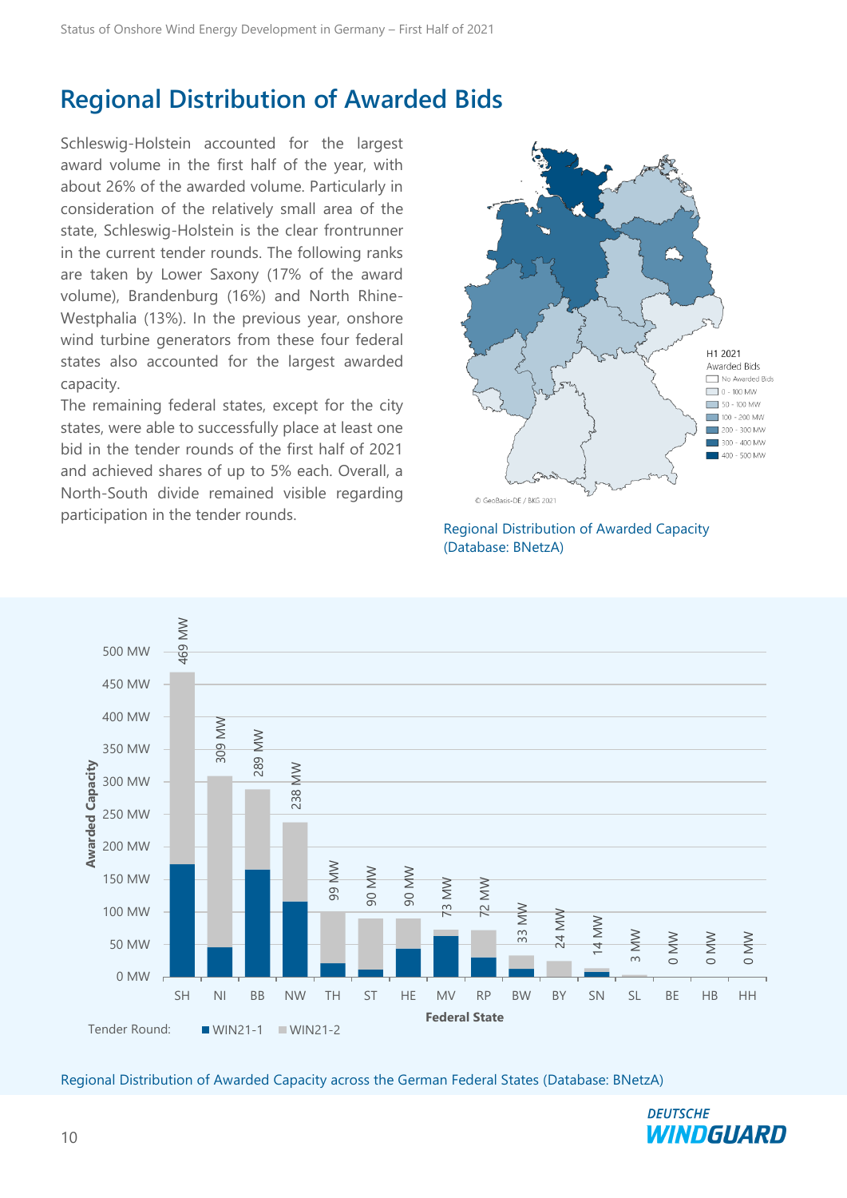# Regional Distribution of Awarded Bids

Schleswig-Holstein accounted for the largest award volume in the first half of the year, with about 26% of the awarded volume. Particularly in consideration of the relatively small area of the state, Schleswig-Holstein is the clear frontrunner in the current tender rounds. The following ranks are taken by Lower Saxony (17% of the award volume), Brandenburg (16%) and North Rhine-Westphalia (13%). In the previous year, onshore wind turbine generators from these four federal states also accounted for the largest awarded capacity.

The remaining federal states, except for the city states, were able to successfully place at least one bid in the tender rounds of the first half of 2021 and achieved shares of up to 5% each. Overall, a North-South divide remained visible regarding participation in the tender rounds.

Regional Distribution of Awarded Capacity (Database: BNetzA)

Regional Distribution of Awarded Capacity across the German Federal States (Database: BNetzA)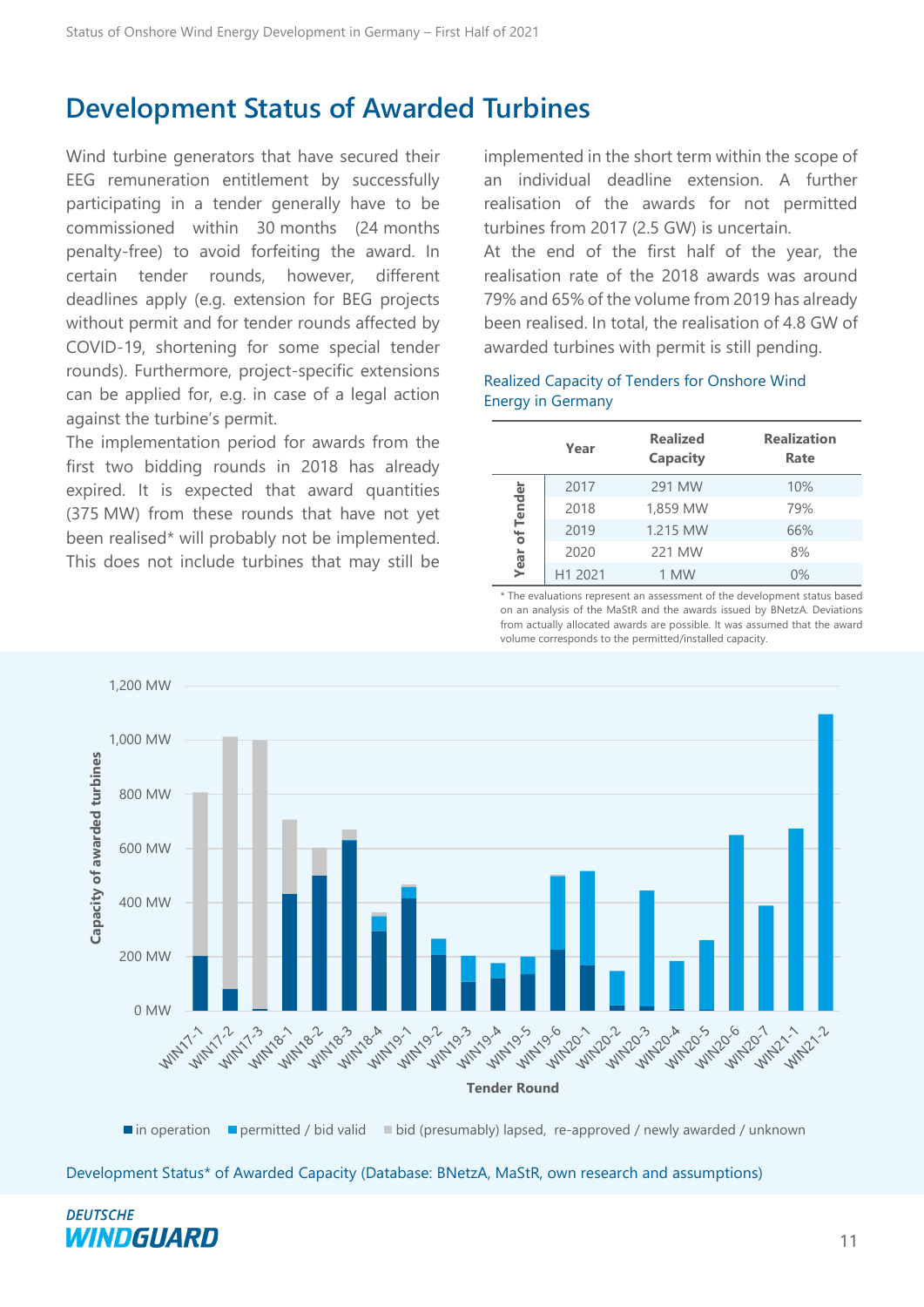# Development Status of Awarded Turbines

Wind turbine generators that have secured their EEG remuneration entitlement by successfully participating in a tender generally have to be commissioned within 30 months (24 months penalty-free) to avoid forfeiting the award. In certain tender rounds, however, different deadlines apply (e.g. extension for BEG projects without permit and for tender rounds affected by COVID-19, shortening for some special tender rounds). Furthermore, project-specific extensions can be applied for, e.g. in case of a legal action against the turbine's permit.

The implementation period for awards from the first two bidding rounds in 2018 has already expired. It is expected that award quantities (375 MW) from these rounds that have not yet been realised* will probably not be implemented. This does not include turbines that may still be implemented in the short term within the scope of an individual deadline extension. A further realisation of the awards for not permitted turbines from 2017 (2.5 GW) is uncertain.

At the end of the first half of the year, the realisation rate of the 2018 awards was around 79% and 65% of the volume from 2019 has already been realised. In total, the realisation of 4.8 GW of awarded turbines with permit is still pending.

Realized Capacity of Tenders for Onshore Wind Energy in Germany

| | Year | Realized Capacity | Realization Rate |
|---|---|---|---|
| Year of Tender | 2017 | 291 MW | 10% |
| | 2018 | 1,859 MW | 79% |
| | 2019 | 1.215 MW | 66% |
| | 2020 | 221 MW | 8% |
| | H1 2021 | 1 MW | 0% |

\* The evaluations represent an assessment of the development status based on an analysis of the MaStR and the awards issued by BNetzA. Deviations from actually allocated awards are possible. It was assumed that the award volume corresponds to the permitted/installed capacity.

Development Status* of Awarded Capacity (Database: BNetzA, MaStR, own research and assumptions)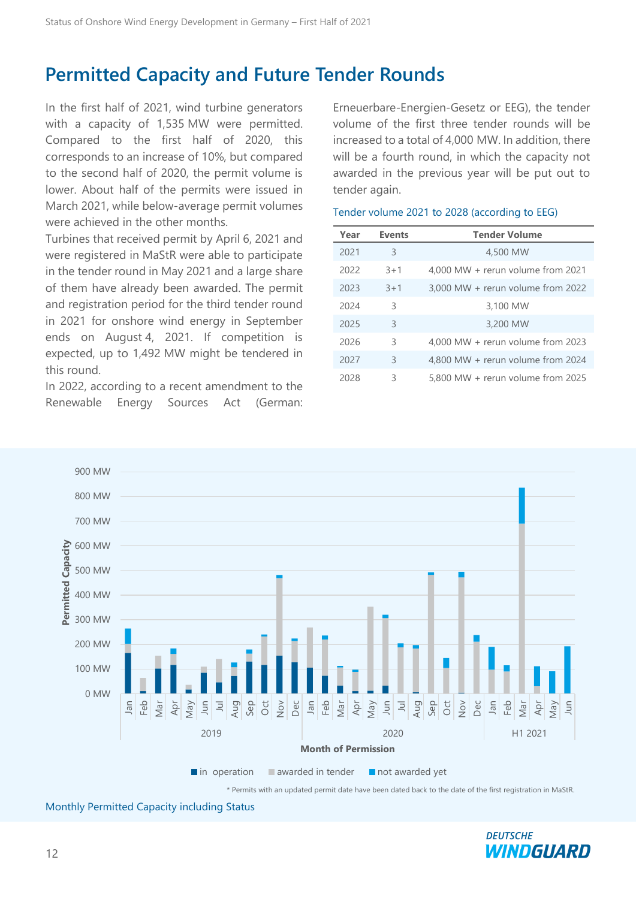## Permitted Capacity and Future Tender Rounds

In the first half of 2021, wind turbine generators with a capacity of 1,535 MW were permitted. Compared to the first half of 2020, this corresponds to an increase of 10%, but compared to the second half of 2020, the permit volume is lower. About half of the permits were issued in March 2021, while below-average permit volumes were achieved in the other months.

Turbines that received permit by April 6, 2021 and were registered in MaStR were able to participate in the tender round in May 2021 and a large share of them have already been awarded. The permit and registration period for the third tender round in 2021 for onshore wind energy in September ends on August 4, 2021. If competition is expected, up to 1,492 MW might be tendered in this round.

In 2022, according to a recent amendment to the Renewable Energy Sources Act (German: Erneuerbare-Energien-Gesetz or EEG), the tender volume of the first three tender rounds will be increased to a total of 4,000 MW. In addition, there will be a fourth round, in which the capacity not awarded in the previous year will be put out to tender again.

Tender volume 2021 to 2028 (according to EEG)

| Year | Events | Tender Volume |
|---|---|---|
| 2021 | 3 | 4,500 MW |
| 2022 | 3+1 | 4,000 MW + rerun volume from 2021 |
| 2023 | 3+1 | 3,000 MW + rerun volume from 2022 |
| 2024 | 3 | 3,100 MW |
| 2025 | 3 | 3,200 MW |
| 2026 | 3 | 4,000 MW + rerun volume from 2023 |
| 2027 | 3 | 4,800 MW + rerun volume from 2024 |
| 2028 | 3 | 5,800 MW + rerun volume from 2025 |

* Permits with an updated permit date have been dated back to the date of the first registration in MaStR.

Monthly Permitted Capacity including Status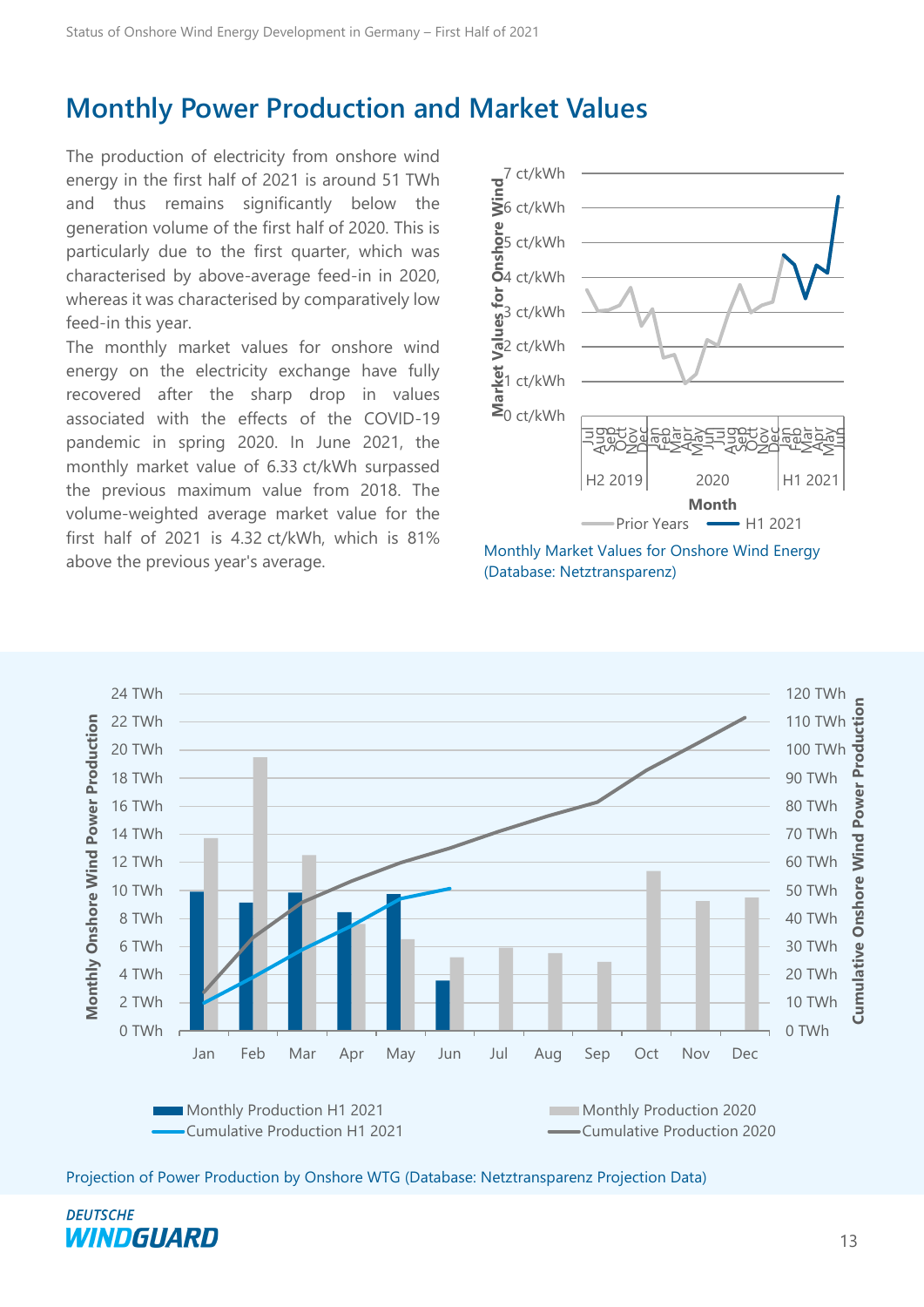## Monthly Power Production and Market Values

The production of electricity from onshore wind energy in the first half of 2021 is around 51 TWh and thus remains significantly below the generation volume of the first half of 2020. This is particularly due to the first quarter, which was characterised by above-average feed-in in 2020, whereas it was characterised by comparatively low feed-in this year.

The monthly market values for onshore wind energy on the electricity exchange have fully recovered after the sharp drop in values associated with the effects of the COVID-19 pandemic in spring 2020. In June 2021, the monthly market value of 6.33 ct/kWh surpassed the previous maximum value from 2018. The volume-weighted average market value for the first half of 2021 is 4.32 ct/kWh, which is 81% above the previous year's average.

Monthly Market Values for Onshore Wind Energy (Database: Netztransparenz)

Projection of Power Production by Onshore WTG (Database: Netztransparenz Projection Data)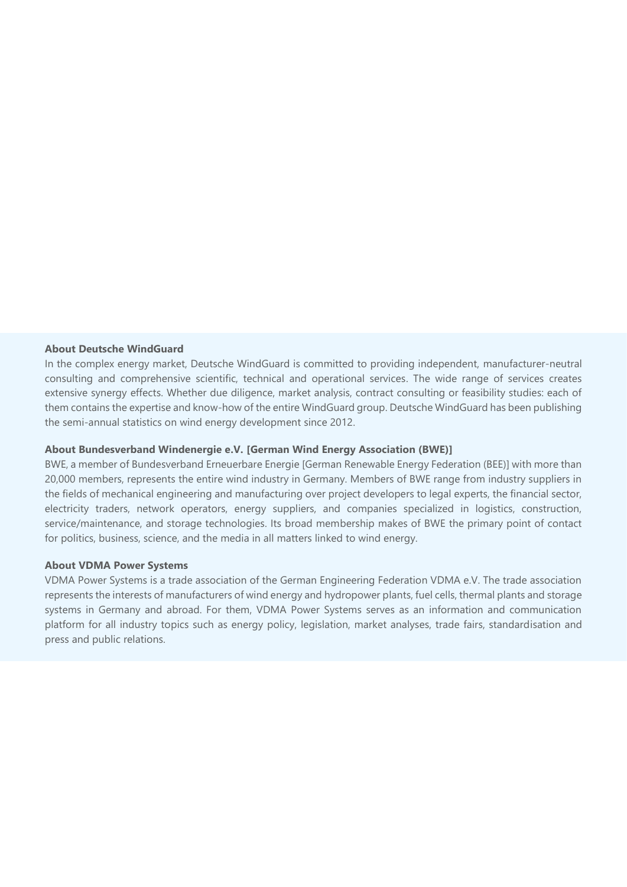**About Deutsche WindGuard**

In the complex energy market, Deutsche WindGuard is committed to providing independent, manufacturer-neutral consulting and comprehensive scientific, technical and operational services. The wide range of services creates extensive synergy effects. Whether due diligence, market analysis, contract consulting or feasibility studies: each of them contains the expertise and know-how of the entire WindGuard group. Deutsche WindGuard has been publishing the semi-annual statistics on wind energy development since 2012.

**About Bundesverband Windenergie e.V. [German Wind Energy Association (BWE)]**

BWE, a member of Bundesverband Erneuerbare Energie [German Renewable Energy Federation (BEE)] with more than 20,000 members, represents the entire wind industry in Germany. Members of BWE range from industry suppliers in the fields of mechanical engineering and manufacturing over project developers to legal experts, the financial sector, electricity traders, network operators, energy suppliers, and companies specialized in logistics, construction, service/maintenance, and storage technologies. Its broad membership makes of BWE the primary point of contact for politics, business, science, and the media in all matters linked to wind energy.

**About VDMA Power Systems**

VDMA Power Systems is a trade association of the German Engineering Federation VDMA e.V. The trade association represents the interests of manufacturers of wind energy and hydropower plants, fuel cells, thermal plants and storage systems in Germany and abroad. For them, VDMA Power Systems serves as an information and communication platform for all industry topics such as energy policy, legislation, market analyses, trade fairs, standardisation and press and public relations.